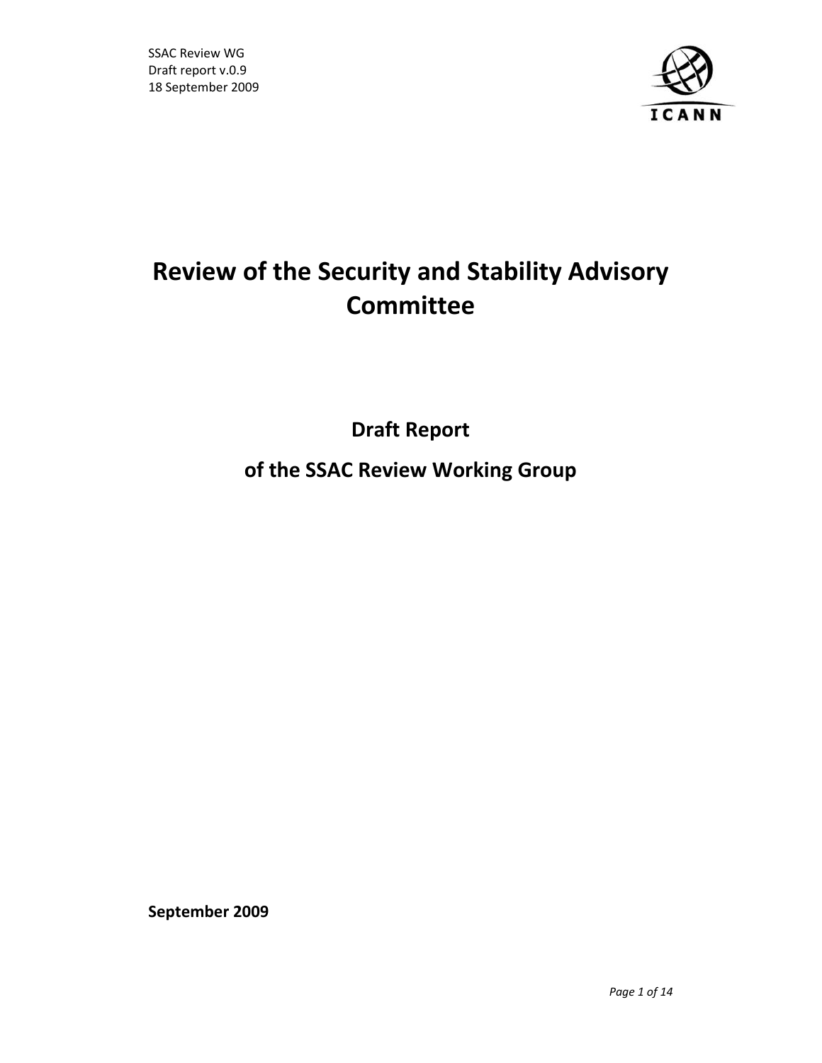SSAC Review WG
Draft report v.0.9
18 September 2009

# Review of the Security and Stability Advisory Committee

## Draft Report

## of the SSAC Review Working Group

**September 2009**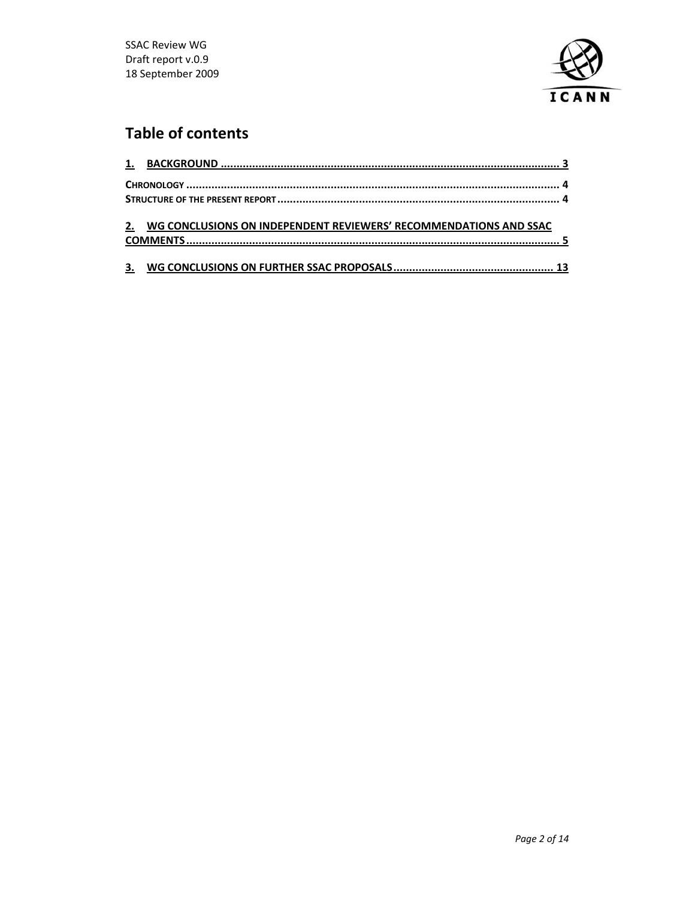# Table of contents

1. BACKGROUND ........................................................................................................... 3

CHRONOLOGY ........................................................................................................... 4

STRUCTURE OF THE PRESENT REPORT ........................................................................................ 4

2. WG CONCLUSIONS ON INDEPENDENT REVIEWERS' RECOMMENDATIONS AND SSAC COMMENTS ........................................................................................................... 5

3. WG CONCLUSIONS ON FURTHER SSAC PROPOSALS .................................................. 13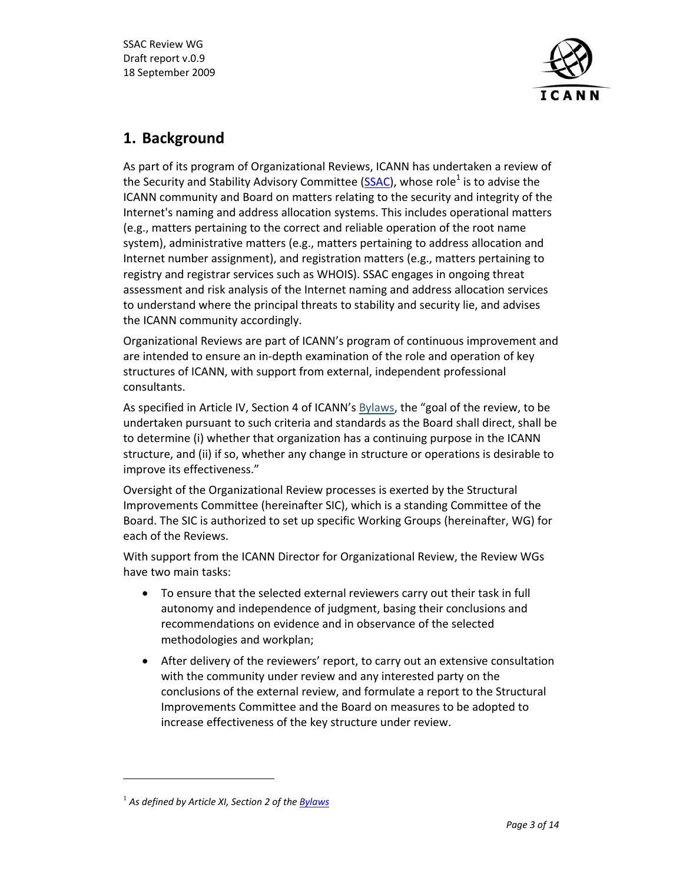## 1. Background

As part of its program of Organizational Reviews, ICANN has undertaken a review of the Security and Stability Advisory Committee (SSAC), whose role[1] is to advise the ICANN community and Board on matters relating to the security and integrity of the Internet's naming and address allocation systems. This includes operational matters (e.g., matters pertaining to the correct and reliable operation of the root name system), administrative matters (e.g., matters pertaining to address allocation and Internet number assignment), and registration matters (e.g., matters pertaining to registry and registrar services such as WHOIS). SSAC engages in ongoing threat assessment and risk analysis of the Internet naming and address allocation services to understand where the principal threats to stability and security lie, and advises the ICANN community accordingly.

Organizational Reviews are part of ICANN's program of continuous improvement and are intended to ensure an in-depth examination of the role and operation of key structures of ICANN, with support from external, independent professional consultants.

As specified in Article IV, Section 4 of ICANN's Bylaws, the "goal of the review, to be undertaken pursuant to such criteria and standards as the Board shall direct, shall be to determine (i) whether that organization has a continuing purpose in the ICANN structure, and (ii) if so, whether any change in structure or operations is desirable to improve its effectiveness."

Oversight of the Organizational Review processes is exerted by the Structural Improvements Committee (hereinafter SIC), which is a standing Committee of the Board. The SIC is authorized to set up specific Working Groups (hereinafter, WG) for each of the Reviews.

With support from the ICANN Director for Organizational Review, the Review WGs have two main tasks:

- To ensure that the selected external reviewers carry out their task in full autonomy and independence of judgment, basing their conclusions and recommendations on evidence and in observance of the selected methodologies and workplan;
- After delivery of the reviewers' report, to carry out an extensive consultation with the community under review and any interested party on the conclusions of the external review, and formulate a report to the Structural Improvements Committee and the Board on measures to be adopted to increase effectiveness of the key structure under review.

---

[1] *As defined by Article XI, Section 2 of the Bylaws*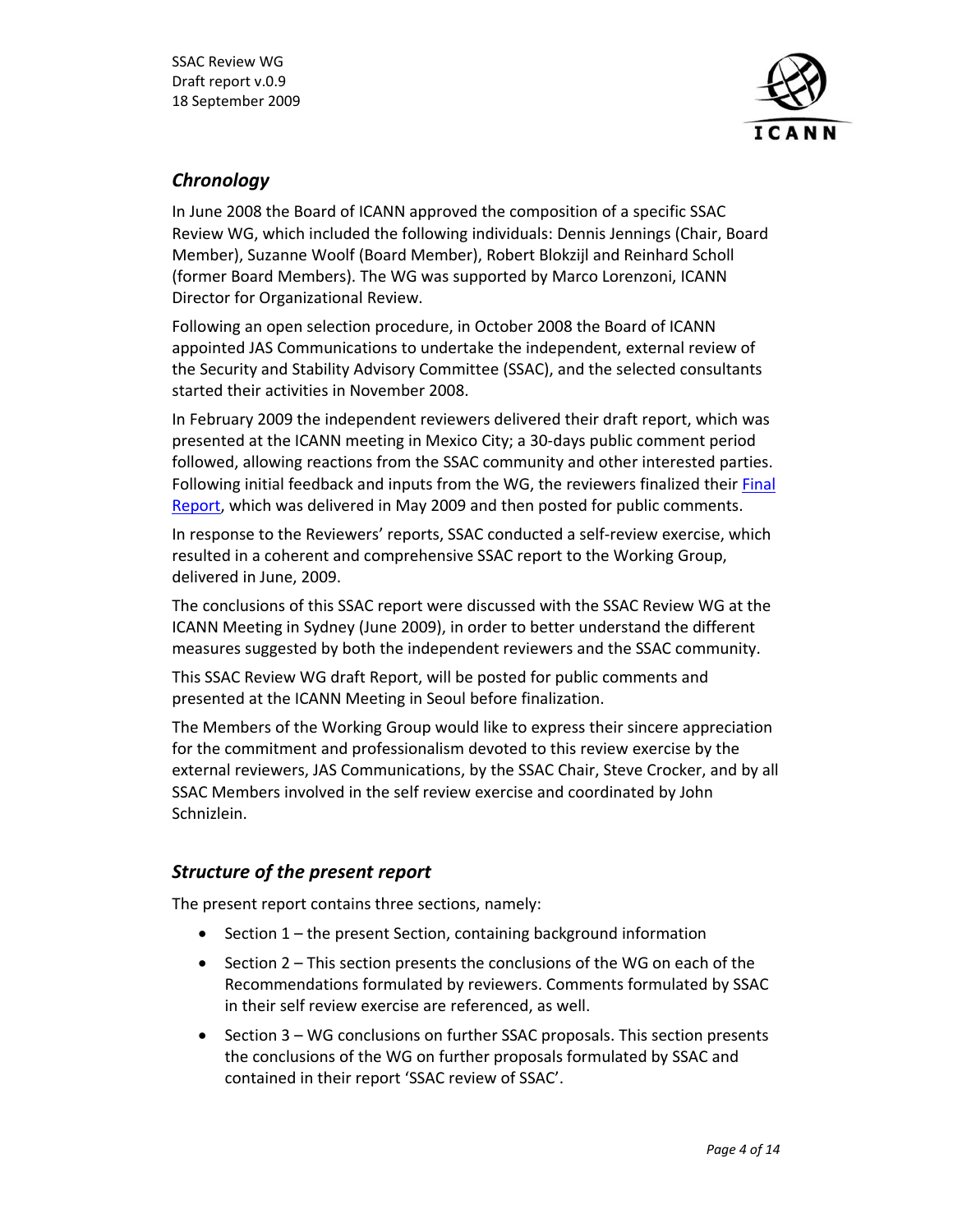## *Chronology*

In June 2008 the Board of ICANN approved the composition of a specific SSAC Review WG, which included the following individuals: Dennis Jennings (Chair, Board Member), Suzanne Woolf (Board Member), Robert Blokzijl and Reinhard Scholl (former Board Members). The WG was supported by Marco Lorenzoni, ICANN Director for Organizational Review.

Following an open selection procedure, in October 2008 the Board of ICANN appointed JAS Communications to undertake the independent, external review of the Security and Stability Advisory Committee (SSAC), and the selected consultants started their activities in November 2008.

In February 2009 the independent reviewers delivered their draft report, which was presented at the ICANN meeting in Mexico City; a 30-days public comment period followed, allowing reactions from the SSAC community and other interested parties. Following initial feedback and inputs from the WG, the reviewers finalized their Final Report, which was delivered in May 2009 and then posted for public comments.

In response to the Reviewers' reports, SSAC conducted a self-review exercise, which resulted in a coherent and comprehensive SSAC report to the Working Group, delivered in June, 2009.

The conclusions of this SSAC report were discussed with the SSAC Review WG at the ICANN Meeting in Sydney (June 2009), in order to better understand the different measures suggested by both the independent reviewers and the SSAC community.

This SSAC Review WG draft Report, will be posted for public comments and presented at the ICANN Meeting in Seoul before finalization.

The Members of the Working Group would like to express their sincere appreciation for the commitment and professionalism devoted to this review exercise by the external reviewers, JAS Communications, by the SSAC Chair, Steve Crocker, and by all SSAC Members involved in the self review exercise and coordinated by John Schnizlein.

## *Structure of the present report*

The present report contains three sections, namely:

- Section 1 – the present Section, containing background information
- Section 2 – This section presents the conclusions of the WG on each of the Recommendations formulated by reviewers. Comments formulated by SSAC in their self review exercise are referenced, as well.
- Section 3 – WG conclusions on further SSAC proposals. This section presents the conclusions of the WG on further proposals formulated by SSAC and contained in their report 'SSAC review of SSAC'.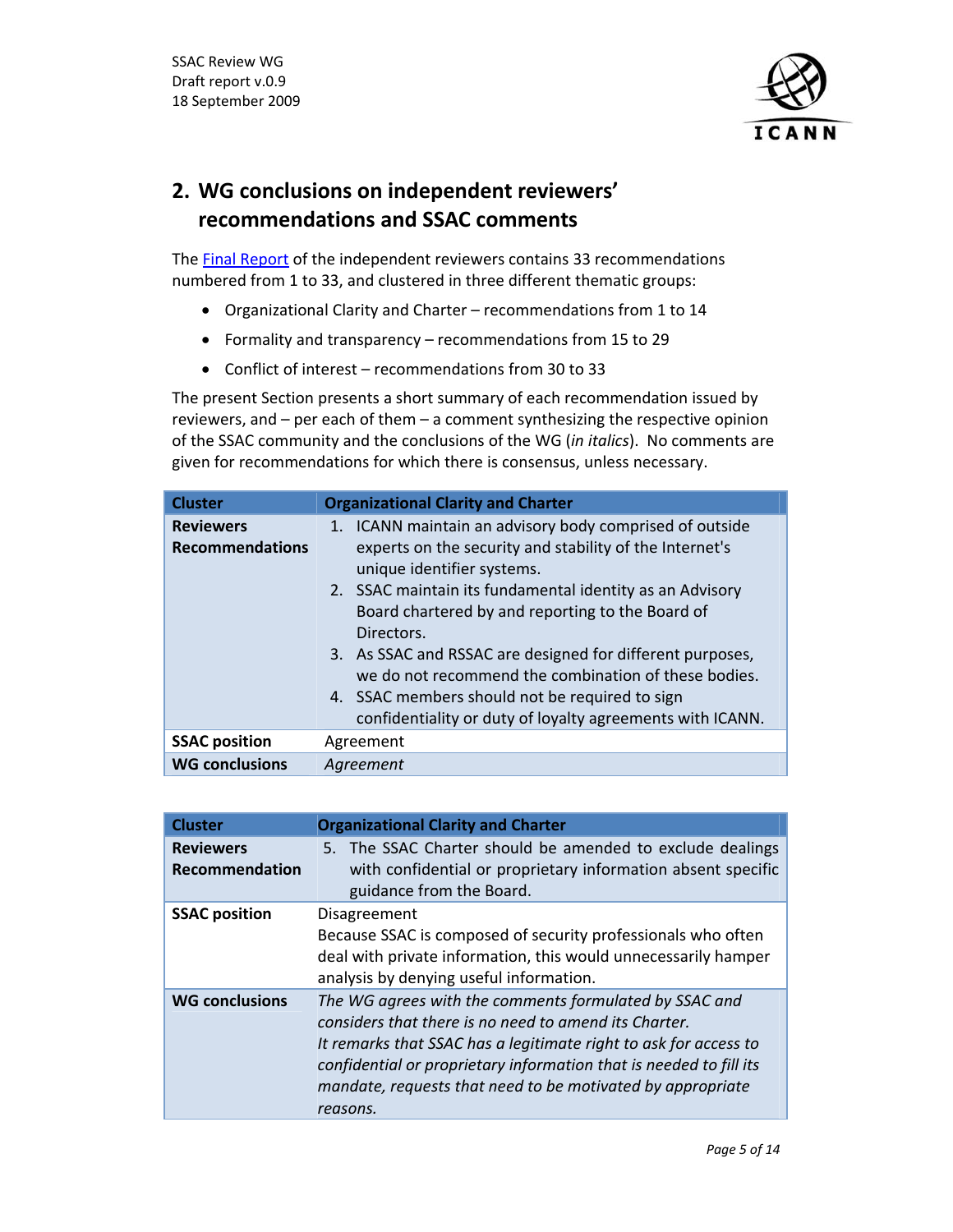## 2. WG conclusions on independent reviewers' recommendations and SSAC comments

The Final Report of the independent reviewers contains 33 recommendations numbered from 1 to 33, and clustered in three different thematic groups:

- Organizational Clarity and Charter – recommendations from 1 to 14
- Formality and transparency – recommendations from 15 to 29
- Conflict of interest – recommendations from 30 to 33

The present Section presents a short summary of each recommendation issued by reviewers, and – per each of them – a comment synthesizing the respective opinion of the SSAC community and the conclusions of the WG (*in italics*). No comments are given for recommendations for which there is consensus, unless necessary.

| **Cluster** | **Organizational Clarity and Charter** |
|---|---|
| **Reviewers Recommendations** | 1. ICANN maintain an advisory body comprised of outside experts on the security and stability of the Internet's unique identifier systems.<br>2. SSAC maintain its fundamental identity as an Advisory Board chartered by and reporting to the Board of Directors.<br>3. As SSAC and RSSAC are designed for different purposes, we do not recommend the combination of these bodies.<br>4. SSAC members should not be required to sign confidentiality or duty of loyalty agreements with ICANN. |
| **SSAC position** | Agreement |
| **WG conclusions** | *Agreement* |

| **Cluster** | **Organizational Clarity and Charter** |
|---|---|
| **Reviewers Recommendation** | 5. The SSAC Charter should be amended to exclude dealings with confidential or proprietary information absent specific guidance from the Board. |
| **SSAC position** | Disagreement<br>Because SSAC is composed of security professionals who often deal with private information, this would unnecessarily hamper analysis by denying useful information. |
| **WG conclusions** | *The WG agrees with the comments formulated by SSAC and considers that there is no need to amend its Charter.*<br>*It remarks that SSAC has a legitimate right to ask for access to confidential or proprietary information that is needed to fill its mandate, requests that need to be motivated by appropriate reasons.* |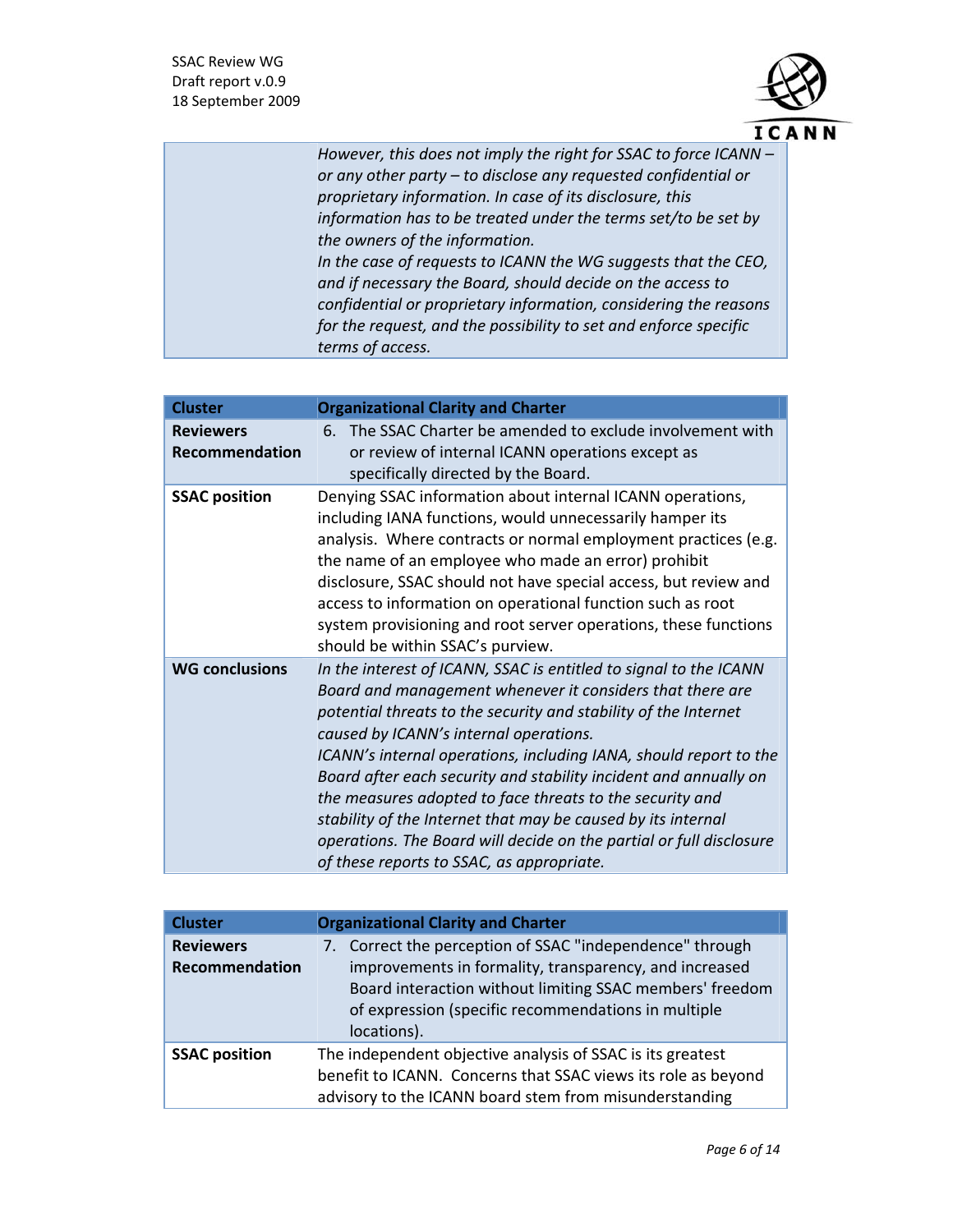| | |
|---|---|
| | *However, this does not imply the right for SSAC to force ICANN – or any other party – to disclose any requested confidential or proprietary information. In case of its disclosure, this information has to be treated under the terms set/to be set by the owners of the information.*<br>*In the case of requests to ICANN the WG suggests that the CEO, and if necessary the Board, should decide on the access to confidential or proprietary information, considering the reasons for the request, and the possibility to set and enforce specific terms of access.* |

| **Cluster** | **Organizational Clarity and Charter** |
|---|---|
| **Reviewers Recommendation** | 6. The SSAC Charter be amended to exclude involvement with or review of internal ICANN operations except as specifically directed by the Board. |
| **SSAC position** | Denying SSAC information about internal ICANN operations, including IANA functions, would unnecessarily hamper its analysis. Where contracts or normal employment practices (e.g. the name of an employee who made an error) prohibit disclosure, SSAC should not have special access, but review and access to information on operational function such as root system provisioning and root server operations, these functions should be within SSAC's purview. |
| **WG conclusions** | *In the interest of ICANN, SSAC is entitled to signal to the ICANN Board and management whenever it considers that there are potential threats to the security and stability of the Internet caused by ICANN's internal operations.*<br>*ICANN's internal operations, including IANA, should report to the Board after each security and stability incident and annually on the measures adopted to face threats to the security and stability of the Internet that may be caused by its internal operations. The Board will decide on the partial or full disclosure of these reports to SSAC, as appropriate.* |

| **Cluster** | **Organizational Clarity and Charter** |
|---|---|
| **Reviewers Recommendation** | 7. Correct the perception of SSAC "independence" through improvements in formality, transparency, and increased Board interaction without limiting SSAC members' freedom of expression (specific recommendations in multiple locations). |
| **SSAC position** | The independent objective analysis of SSAC is its greatest benefit to ICANN. Concerns that SSAC views its role as beyond advisory to the ICANN board stem from misunderstanding |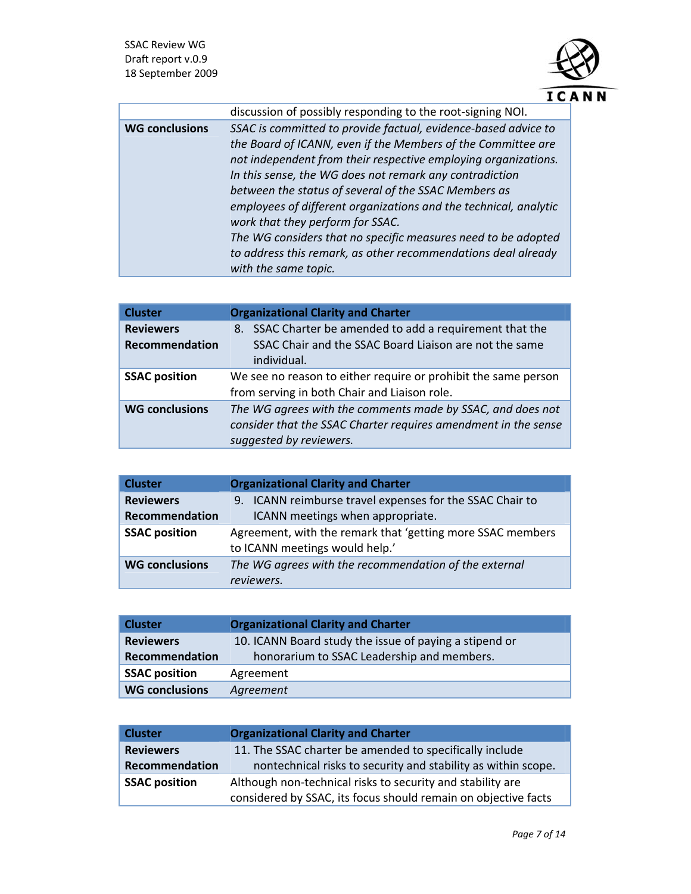| | |
|---|---|
| | discussion of possibly responding to the root-signing NOI. |
| **WG conclusions** | *SSAC is committed to provide factual, evidence-based advice to the Board of ICANN, even if the Members of the Committee are not independent from their respective employing organizations. In this sense, the WG does not remark any contradiction between the status of several of the SSAC Members as employees of different organizations and the technical, analytic work that they perform for SSAC.* *The WG considers that no specific measures need to be adopted to address this remark, as other recommendations deal already with the same topic.* |

| **Cluster** | **Organizational Clarity and Charter** |
|---|---|
| **Reviewers Recommendation** | 8. SSAC Charter be amended to add a requirement that the SSAC Chair and the SSAC Board Liaison are not the same individual. |
| **SSAC position** | We see no reason to either require or prohibit the same person from serving in both Chair and Liaison role. |
| **WG conclusions** | *The WG agrees with the comments made by SSAC, and does not consider that the SSAC Charter requires amendment in the sense suggested by reviewers.* |

| **Cluster** | **Organizational Clarity and Charter** |
|---|---|
| **Reviewers Recommendation** | 9. ICANN reimburse travel expenses for the SSAC Chair to ICANN meetings when appropriate. |
| **SSAC position** | Agreement, with the remark that 'getting more SSAC members to ICANN meetings would help.' |
| **WG conclusions** | *The WG agrees with the recommendation of the external reviewers.* |

| **Cluster** | **Organizational Clarity and Charter** |
|---|---|
| **Reviewers Recommendation** | 10. ICANN Board study the issue of paying a stipend or honorarium to SSAC Leadership and members. |
| **SSAC position** | Agreement |
| **WG conclusions** | *Agreement* |

| **Cluster** | **Organizational Clarity and Charter** |
|---|---|
| **Reviewers Recommendation** | 11. The SSAC charter be amended to specifically include nontechnical risks to security and stability as within scope. |
| **SSAC position** | Although non-technical risks to security and stability are considered by SSAC, its focus should remain on objective facts |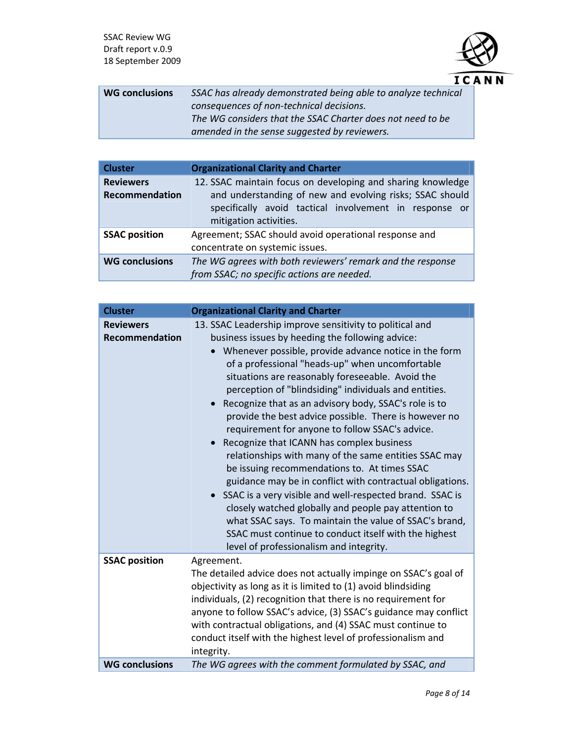| WG conclusions | *SSAC has already demonstrated being able to analyze technical consequences of non-technical decisions.*<br>*The WG considers that the SSAC Charter does not need to be amended in the sense suggested by reviewers.* |
|---|---|

| Cluster | Organizational Clarity and Charter |
|---|---|
| Reviewers Recommendation | 12. SSAC maintain focus on developing and sharing knowledge and understanding of new and evolving risks; SSAC should specifically avoid tactical involvement in response or mitigation activities. |
| SSAC position | Agreement; SSAC should avoid operational response and concentrate on systemic issues. |
| WG conclusions | *The WG agrees with both reviewers' remark and the response from SSAC; no specific actions are needed.* |

| Cluster | Organizational Clarity and Charter |
|---|---|
| Reviewers Recommendation | 13. SSAC Leadership improve sensitivity to political and business issues by heeding the following advice:<br>• Whenever possible, provide advance notice in the form of a professional "heads-up" when uncomfortable situations are reasonably foreseeable. Avoid the perception of "blindsiding" individuals and entities.<br>• Recognize that as an advisory body, SSAC's role is to provide the best advice possible. There is however no requirement for anyone to follow SSAC's advice.<br>• Recognize that ICANN has complex business relationships with many of the same entities SSAC may be issuing recommendations to. At times SSAC guidance may be in conflict with contractual obligations.<br>• SSAC is a very visible and well-respected brand. SSAC is closely watched globally and people pay attention to what SSAC says. To maintain the value of SSAC's brand, SSAC must continue to conduct itself with the highest level of professionalism and integrity. |
| SSAC position | Agreement.<br>The detailed advice does not actually impinge on SSAC's goal of objectivity as long as it is limited to (1) avoid blindsiding individuals, (2) recognition that there is no requirement for anyone to follow SSAC's advice, (3) SSAC's guidance may conflict with contractual obligations, and (4) SSAC must continue to conduct itself with the highest level of professionalism and integrity. |
| WG conclusions | *The WG agrees with the comment formulated by SSAC, and* |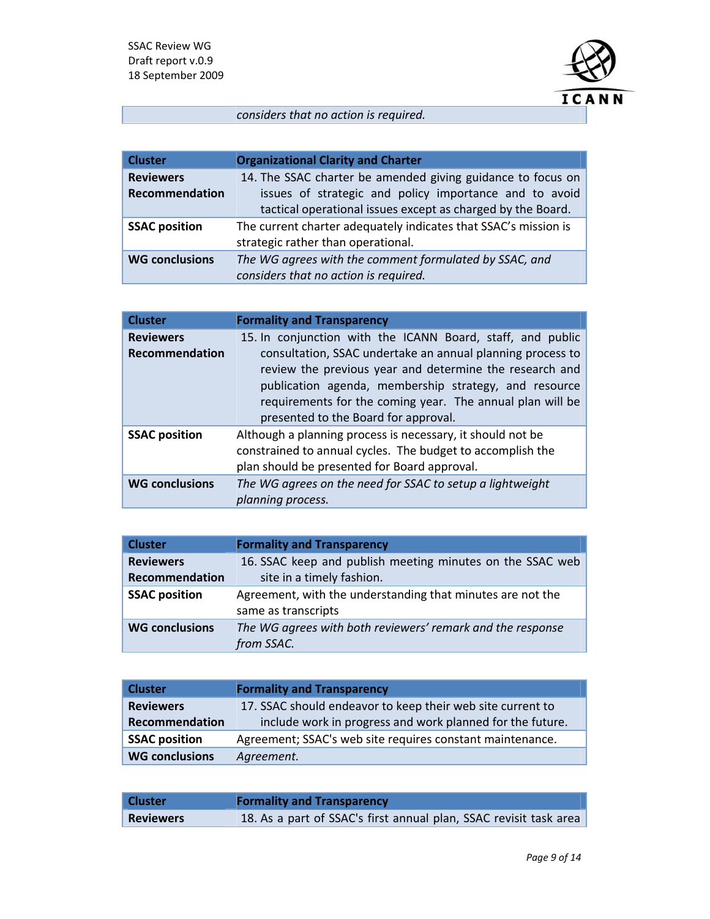| | |
|---|---|
| | *considers that no action is required.* |

| Cluster | Organizational Clarity and Charter |
|---|---|
| **Reviewers Recommendation** | 14. The SSAC charter be amended giving guidance to focus on issues of strategic and policy importance and to avoid tactical operational issues except as charged by the Board. |
| **SSAC position** | The current charter adequately indicates that SSAC's mission is strategic rather than operational. |
| **WG conclusions** | *The WG agrees with the comment formulated by SSAC, and considers that no action is required.* |

| Cluster | Formality and Transparency |
|---|---|
| **Reviewers Recommendation** | 15. In conjunction with the ICANN Board, staff, and public consultation, SSAC undertake an annual planning process to review the previous year and determine the research and publication agenda, membership strategy, and resource requirements for the coming year. The annual plan will be presented to the Board for approval. |
| **SSAC position** | Although a planning process is necessary, it should not be constrained to annual cycles. The budget to accomplish the plan should be presented for Board approval. |
| **WG conclusions** | *The WG agrees on the need for SSAC to setup a lightweight planning process.* |

| Cluster | Formality and Transparency |
|---|---|
| **Reviewers Recommendation** | 16. SSAC keep and publish meeting minutes on the SSAC web site in a timely fashion. |
| **SSAC position** | Agreement, with the understanding that minutes are not the same as transcripts |
| **WG conclusions** | *The WG agrees with both reviewers' remark and the response from SSAC.* |

| Cluster | Formality and Transparency |
|---|---|
| **Reviewers Recommendation** | 17. SSAC should endeavor to keep their web site current to include work in progress and work planned for the future. |
| **SSAC position** | Agreement; SSAC's web site requires constant maintenance. |
| **WG conclusions** | *Agreement.* |

| Cluster | Formality and Transparency |
|---|---|
| **Reviewers** | 18. As a part of SSAC's first annual plan, SSAC revisit task area |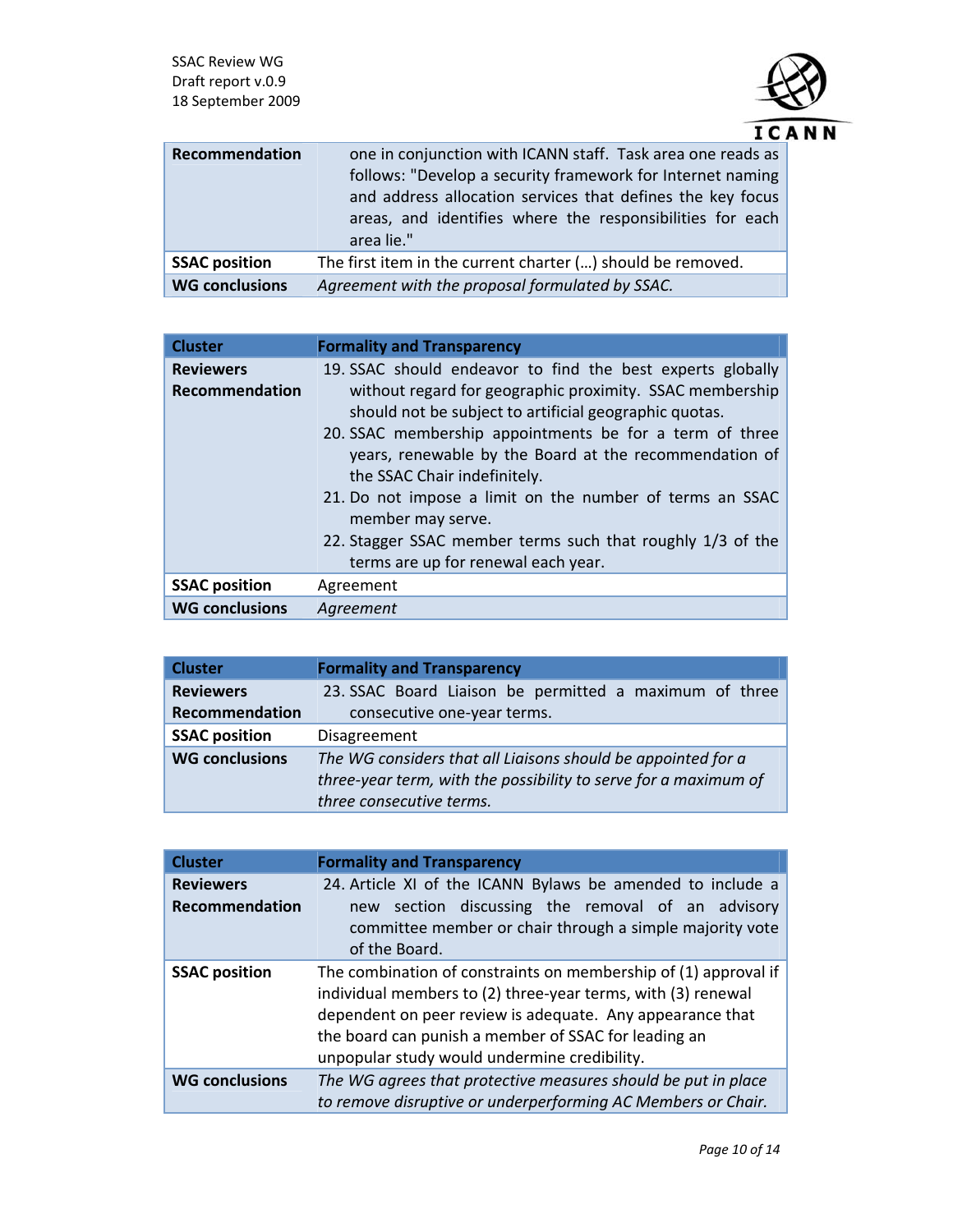| Recommendation | one in conjunction with ICANN staff. Task area one reads as follows: "Develop a security framework for Internet naming and address allocation services that defines the key focus areas, and identifies where the responsibilities for each area lie." |
|---|---|
| **SSAC position** | The first item in the current charter (…) should be removed. |
| **WG conclusions** | *Agreement with the proposal formulated by SSAC.* |

| Cluster | Formality and Transparency |
|---|---|
| **Reviewers Recommendation** | 19. SSAC should endeavor to find the best experts globally without regard for geographic proximity. SSAC membership should not be subject to artificial geographic quotas.<br>20. SSAC membership appointments be for a term of three years, renewable by the Board at the recommendation of the SSAC Chair indefinitely.<br>21. Do not impose a limit on the number of terms an SSAC member may serve.<br>22. Stagger SSAC member terms such that roughly 1/3 of the terms are up for renewal each year. |
| **SSAC position** | Agreement |
| **WG conclusions** | *Agreement* |

| Cluster | Formality and Transparency |
|---|---|
| **Reviewers Recommendation** | 23. SSAC Board Liaison be permitted a maximum of three consecutive one-year terms. |
| **SSAC position** | Disagreement |
| **WG conclusions** | *The WG considers that all Liaisons should be appointed for a three-year term, with the possibility to serve for a maximum of three consecutive terms.* |

| Cluster | Formality and Transparency |
|---|---|
| **Reviewers Recommendation** | 24. Article XI of the ICANN Bylaws be amended to include a new section discussing the removal of an advisory committee member or chair through a simple majority vote of the Board. |
| **SSAC position** | The combination of constraints on membership of (1) approval if individual members to (2) three-year terms, with (3) renewal dependent on peer review is adequate. Any appearance that the board can punish a member of SSAC for leading an unpopular study would undermine credibility. |
| **WG conclusions** | *The WG agrees that protective measures should be put in place to remove disruptive or underperforming AC Members or Chair.* |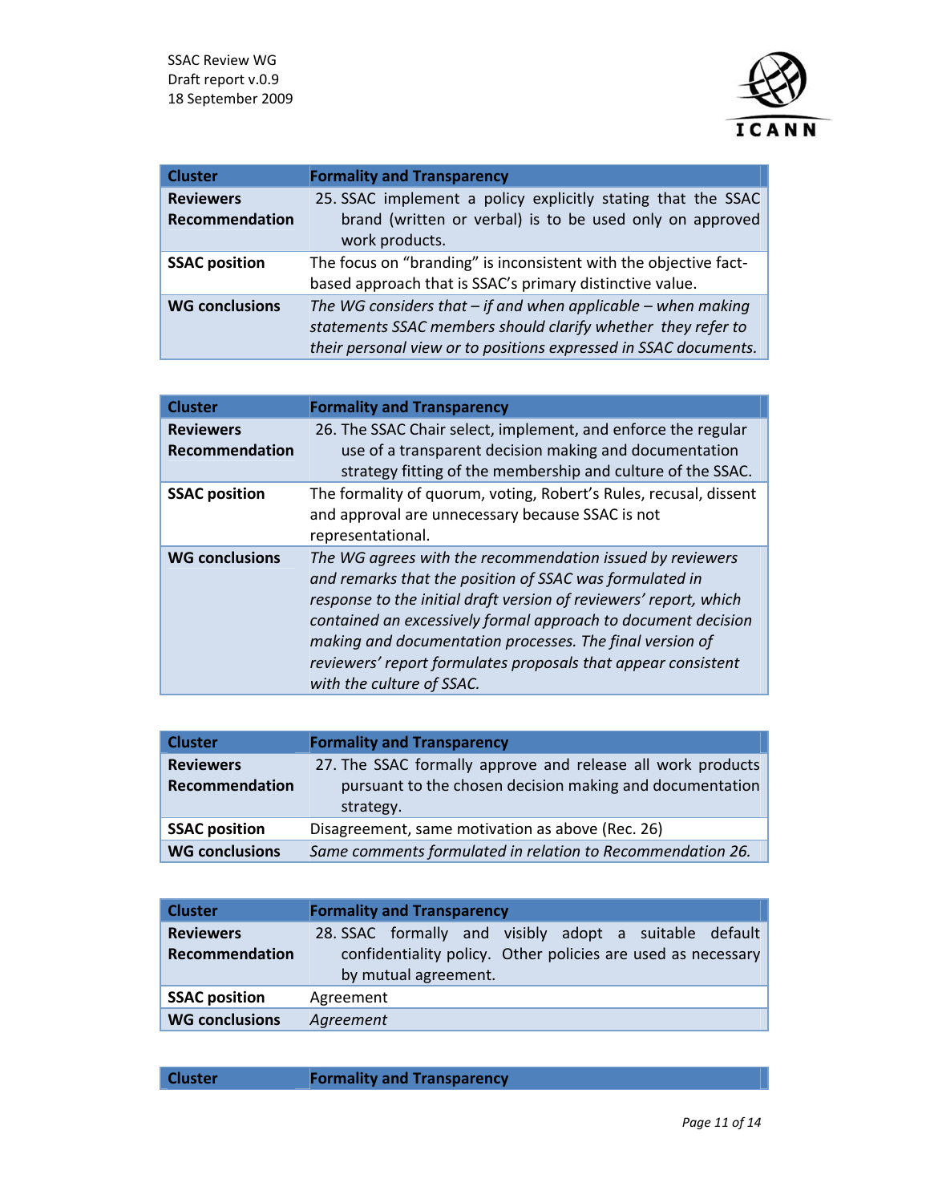| Cluster | Formality and Transparency |
|---|---|
| **Reviewers Recommendation** | 25. SSAC implement a policy explicitly stating that the SSAC brand (written or verbal) is to be used only on approved work products. |
| **SSAC position** | The focus on "branding" is inconsistent with the objective fact-based approach that is SSAC's primary distinctive value. |
| **WG conclusions** | *The WG considers that – if and when applicable – when making statements SSAC members should clarify whether they refer to their personal view or to positions expressed in SSAC documents.* |

| Cluster | Formality and Transparency |
|---|---|
| **Reviewers Recommendation** | 26. The SSAC Chair select, implement, and enforce the regular use of a transparent decision making and documentation strategy fitting of the membership and culture of the SSAC. |
| **SSAC position** | The formality of quorum, voting, Robert's Rules, recusal, dissent and approval are unnecessary because SSAC is not representational. |
| **WG conclusions** | *The WG agrees with the recommendation issued by reviewers and remarks that the position of SSAC was formulated in response to the initial draft version of reviewers' report, which contained an excessively formal approach to document decision making and documentation processes. The final version of reviewers' report formulates proposals that appear consistent with the culture of SSAC.* |

| Cluster | Formality and Transparency |
|---|---|
| **Reviewers Recommendation** | 27. The SSAC formally approve and release all work products pursuant to the chosen decision making and documentation strategy. |
| **SSAC position** | Disagreement, same motivation as above (Rec. 26) |
| **WG conclusions** | *Same comments formulated in relation to Recommendation 26.* |

| Cluster | Formality and Transparency |
|---|---|
| **Reviewers Recommendation** | 28. SSAC formally and visibly adopt a suitable default confidentiality policy. Other policies are used as necessary by mutual agreement. |
| **SSAC position** | Agreement |
| **WG conclusions** | *Agreement* |

| Cluster | Formality and Transparency |
|---|---|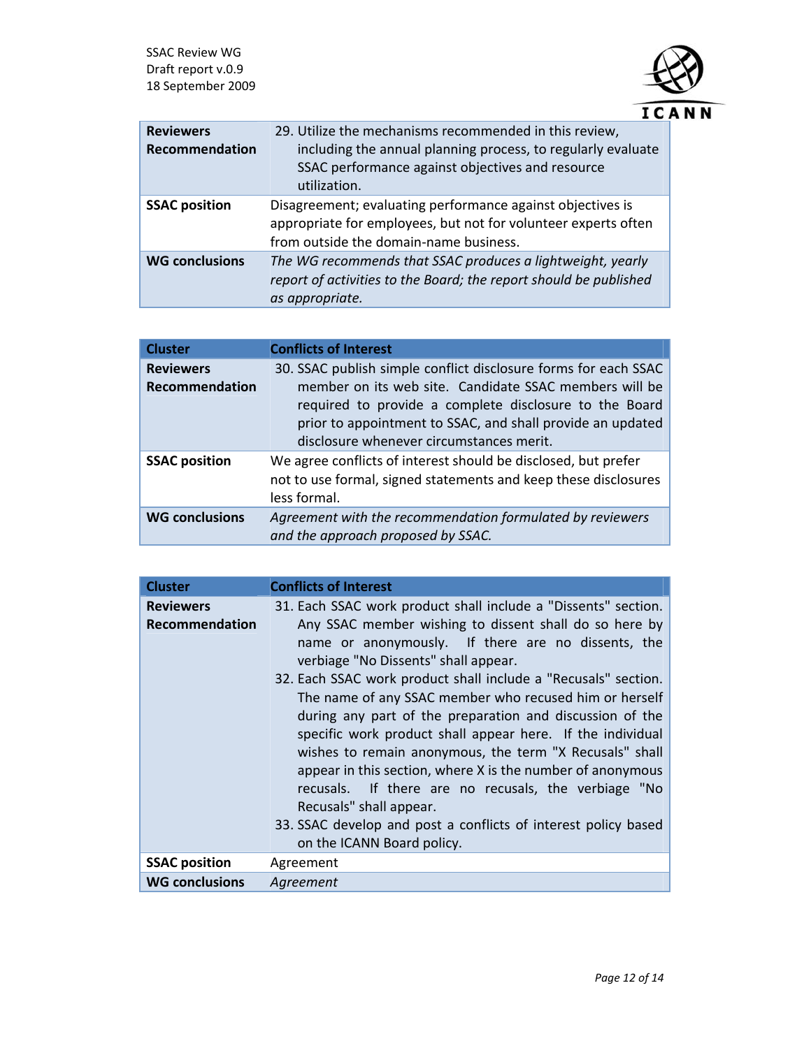| | |
|---|---|
| **Reviewers Recommendation** | 29. Utilize the mechanisms recommended in this review, including the annual planning process, to regularly evaluate SSAC performance against objectives and resource utilization. |
| **SSAC position** | Disagreement; evaluating performance against objectives is appropriate for employees, but not for volunteer experts often from outside the domain-name business. |
| **WG conclusions** | *The WG recommends that SSAC produces a lightweight, yearly report of activities to the Board; the report should be published as appropriate.* |

| **Cluster** | **Conflicts of Interest** |
|---|---|
| **Reviewers Recommendation** | 30. SSAC publish simple conflict disclosure forms for each SSAC member on its web site. Candidate SSAC members will be required to provide a complete disclosure to the Board prior to appointment to SSAC, and shall provide an updated disclosure whenever circumstances merit. |
| **SSAC position** | We agree conflicts of interest should be disclosed, but prefer not to use formal, signed statements and keep these disclosures less formal. |
| **WG conclusions** | *Agreement with the recommendation formulated by reviewers and the approach proposed by SSAC.* |

| **Cluster** | **Conflicts of Interest** |
|---|---|
| **Reviewers Recommendation** | 31. Each SSAC work product shall include a "Dissents" section. Any SSAC member wishing to dissent shall do so here by name or anonymously. If there are no dissents, the verbiage "No Dissents" shall appear.<br>32. Each SSAC work product shall include a "Recusals" section. The name of any SSAC member who recused him or herself during any part of the preparation and discussion of the specific work product shall appear here. If the individual wishes to remain anonymous, the term "X Recusals" shall appear in this section, where X is the number of anonymous recusals. If there are no recusals, the verbiage "No Recusals" shall appear.<br>33. SSAC develop and post a conflicts of interest policy based on the ICANN Board policy. |
| **SSAC position** | Agreement |
| **WG conclusions** | *Agreement* |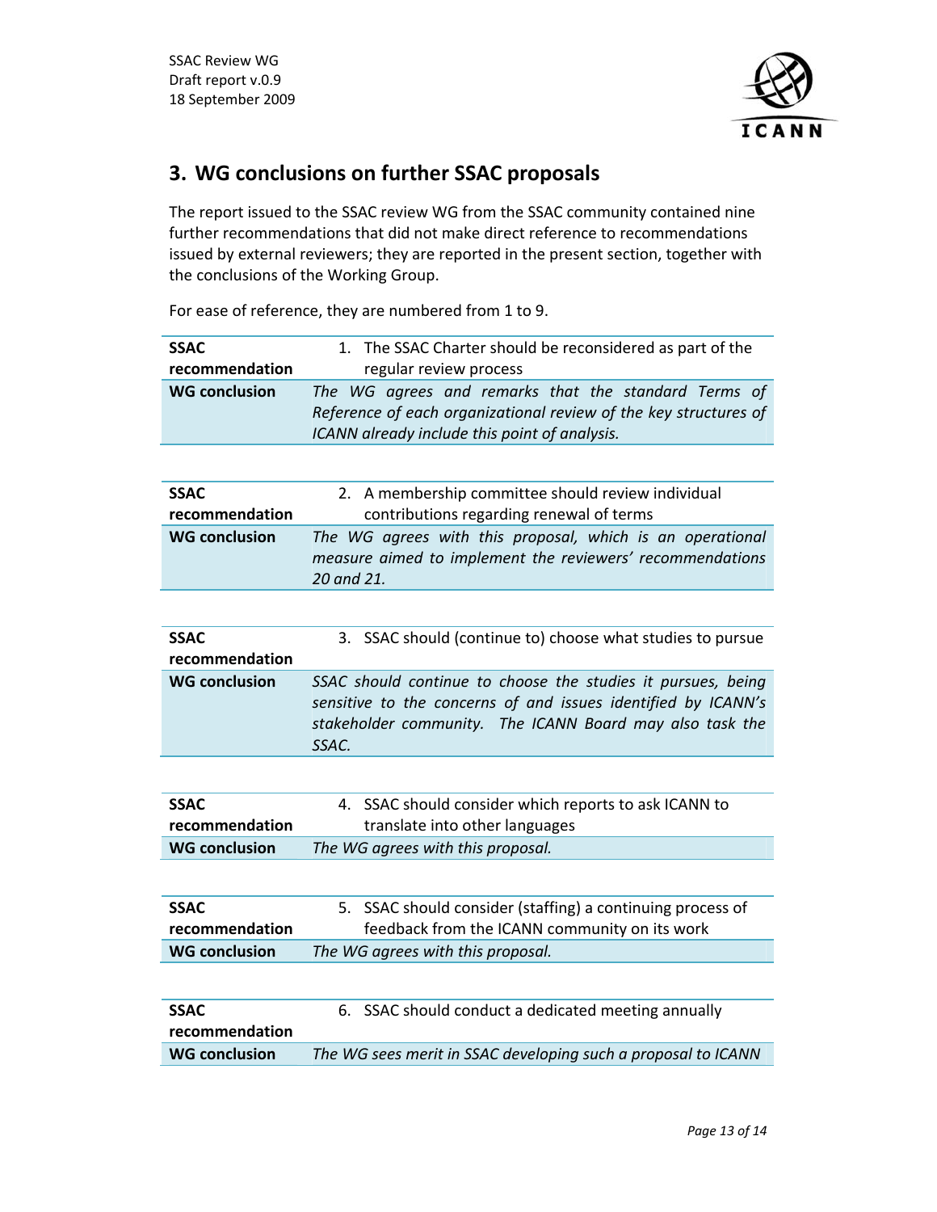## 3. WG conclusions on further SSAC proposals

The report issued to the SSAC review WG from the SSAC community contained nine further recommendations that did not make direct reference to recommendations issued by external reviewers; they are reported in the present section, together with the conclusions of the Working Group.

For ease of reference, they are numbered from 1 to 9.

| **SSAC recommendation** | 1. The SSAC Charter should be reconsidered as part of the regular review process |
|---|---|
| **WG conclusion** | *The WG agrees and remarks that the standard Terms of Reference of each organizational review of the key structures of ICANN already include this point of analysis.* |

| **SSAC recommendation** | 2. A membership committee should review individual contributions regarding renewal of terms |
|---|---|
| **WG conclusion** | *The WG agrees with this proposal, which is an operational measure aimed to implement the reviewers' recommendations 20 and 21.* |

| **SSAC recommendation** | 3. SSAC should (continue to) choose what studies to pursue |
|---|---|
| **WG conclusion** | *SSAC should continue to choose the studies it pursues, being sensitive to the concerns of and issues identified by ICANN's stakeholder community. The ICANN Board may also task the SSAC.* |

| **SSAC recommendation** | 4. SSAC should consider which reports to ask ICANN to translate into other languages |
|---|---|
| **WG conclusion** | *The WG agrees with this proposal.* |

| **SSAC recommendation** | 5. SSAC should consider (staffing) a continuing process of feedback from the ICANN community on its work |
|---|---|
| **WG conclusion** | *The WG agrees with this proposal.* |

| **SSAC recommendation** | 6. SSAC should conduct a dedicated meeting annually |
|---|---|
| **WG conclusion** | *The WG sees merit in SSAC developing such a proposal to ICANN* |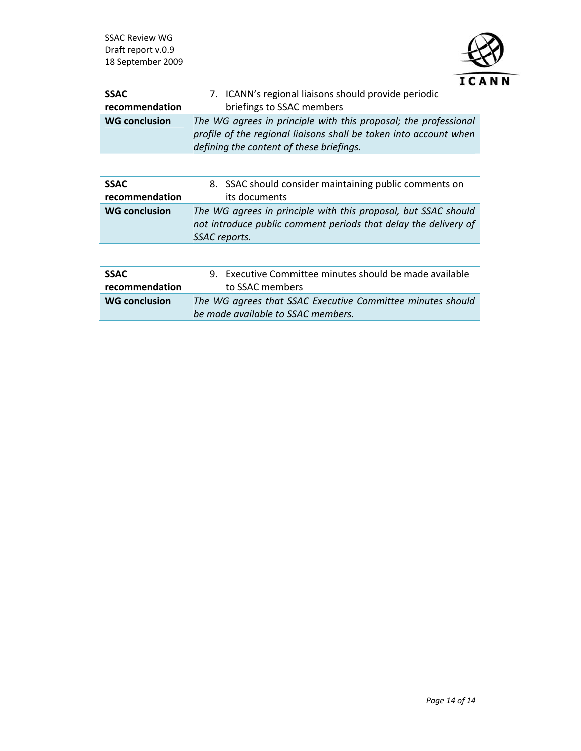| | |
|---|---|
| **SSAC recommendation** | 7. ICANN's regional liaisons should provide periodic briefings to SSAC members |
| **WG conclusion** | *The WG agrees in principle with this proposal; the professional profile of the regional liaisons shall be taken into account when defining the content of these briefings.* |

| | |
|---|---|
| **SSAC recommendation** | 8. SSAC should consider maintaining public comments on its documents |
| **WG conclusion** | *The WG agrees in principle with this proposal, but SSAC should not introduce public comment periods that delay the delivery of SSAC reports.* |

| | |
|---|---|
| **SSAC recommendation** | 9. Executive Committee minutes should be made available to SSAC members |
| **WG conclusion** | *The WG agrees that SSAC Executive Committee minutes should be made available to SSAC members.* |